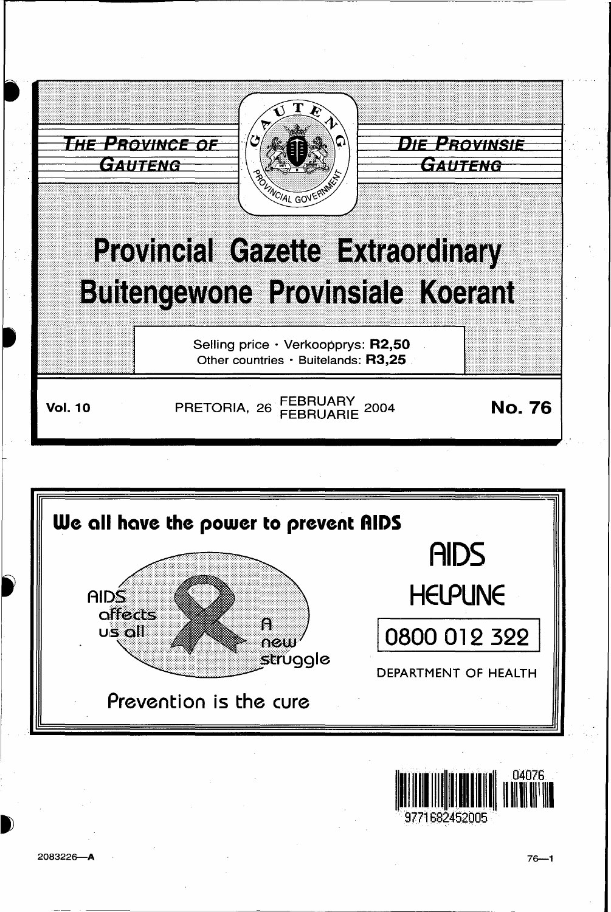THE PROVINCE OF GAUTENG

DIE PROVINSIE GAUTENG

# Provincial Gazette Extraordinary
# Buitengewone Provinsiale Koerant

Selling price · Verkoopprys: **R2,50**
Other countries · Buitelands: **R3,25**

**Vol. 10** PRETORIA, 26 FEBRUARY FEBRUARIE 2004 **No. 76**

**We all have the power to prevent AIDS**

AIDS affects us all

A new struggle

Prevention is the cure

AIDS HELPLINE

0800 012 322

DEPARTMENT OF HEALTH

9771682452005 04076

2083226—A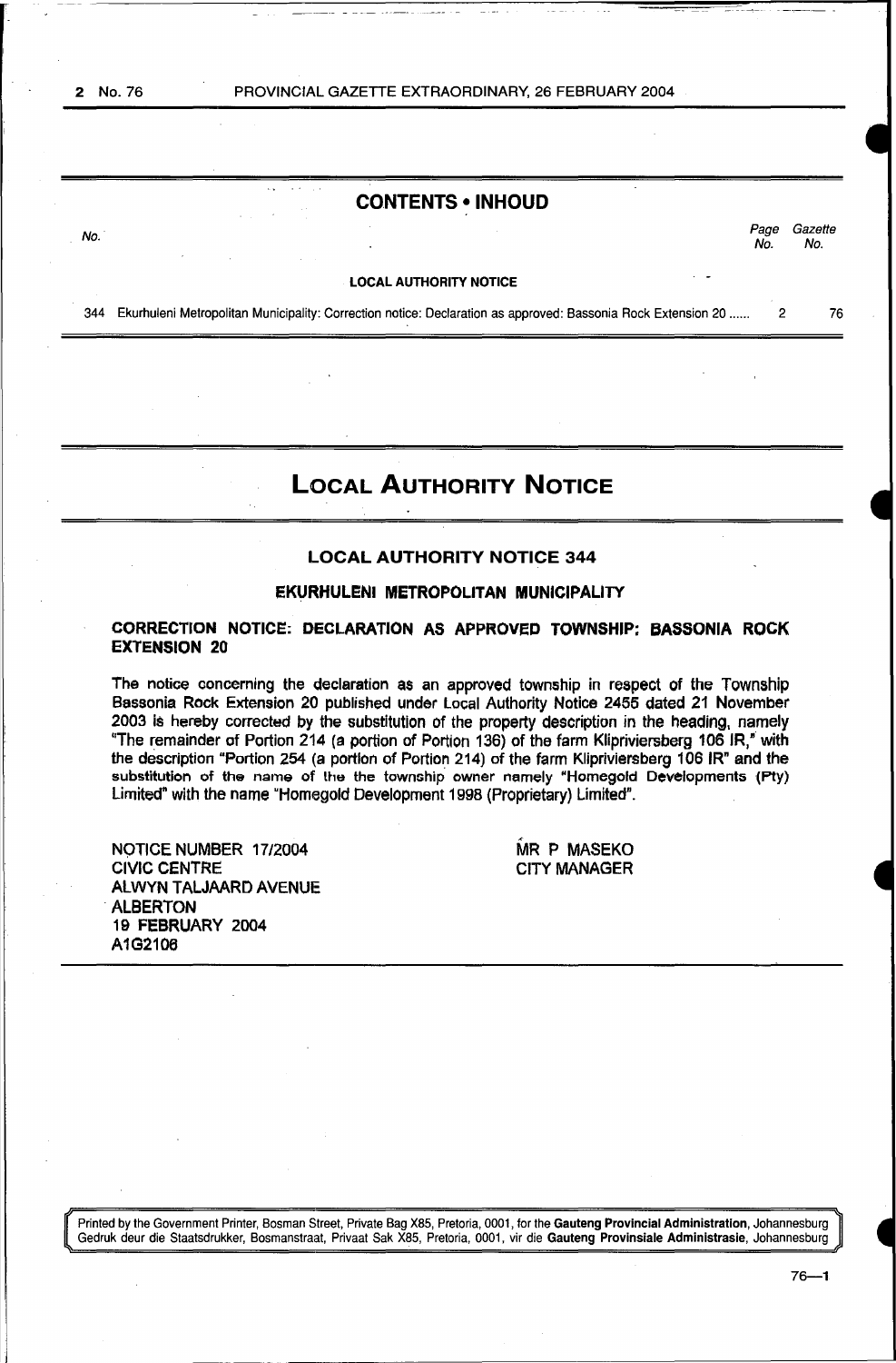## CONTENTS • INHOUD

| No. | | Page No. | Gazette No. |
|---|---|---|---|
| | **LOCAL AUTHORITY NOTICE** | | |
| 344 | Ekurhuleni Metropolitan Municipality: Correction notice: Declaration as approved: Bassonia Rock Extension 20 ...... | 2 | 76 |

# LOCAL AUTHORITY NOTICE

## LOCAL AUTHORITY NOTICE 344

### EKURHULENI METROPOLITAN MUNICIPALITY

**CORRECTION NOTICE: DECLARATION AS APPROVED TOWNSHIP: BASSONIA ROCK EXTENSION 20**

The notice concerning the declaration as an approved township in respect of the Township Bassonia Rock Extension 20 published under Local Authority Notice 2455 dated 21 November 2003 is hereby corrected by the substitution of the property description in the heading, namely "The remainder of Portion 214 (a portion of Portion 136) of the farm Klipriviersberg 106 IR," with the description "Portion 254 (a portion of Portion 214) of the farm Klipriviersberg 106 IR" and the substitution of the name of the the township owner namely "Homegold Developments (Pty) Limited" with the name "Homegold Development 1998 (Proprietary) Limited".

NOTICE NUMBER 17/2004
CIVIC CENTRE
ALWYN TALJAARD AVENUE
ALBERTON
19 FEBRUARY 2004
A1G2106

MR P MASEKO
CITY MANAGER

Printed by the Government Printer, Bosman Street, Private Bag X85, Pretoria, 0001, for the **Gauteng Provincial Administration**, Johannesburg
Gedruk deur die Staatsdrukker, Bosmanstraat, Privaat Sak X85, Pretoria, 0001, vir die **Gauteng Provinsiale Administrasie**, Johannesburg

76—1